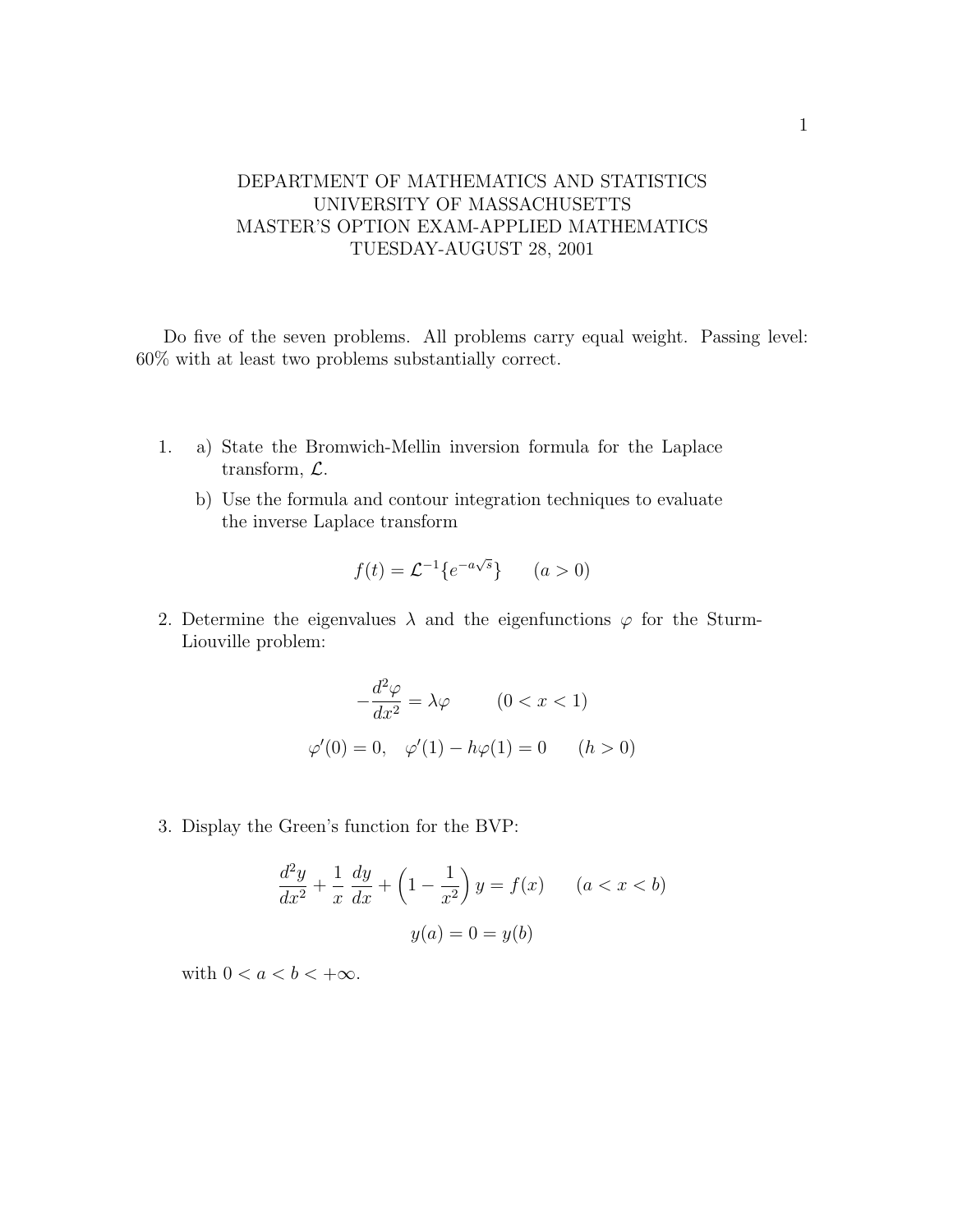DEPARTMENT OF MATHEMATICS AND STATISTICS
UNIVERSITY OF MASSACHUSETTS
MASTER'S OPTION EXAM-APPLIED MATHEMATICS
TUESDAY-AUGUST 28, 2001

Do five of the seven problems. All problems carry equal weight. Passing level: 60% with at least two problems substantially correct.

1. a) State the Bromwich-Mellin inversion formula for the Laplace transform, $\mathcal{L}$.

   b) Use the formula and contour integration techniques to evaluate the inverse Laplace transform

$$f(t) = \mathcal{L}^{-1}\{e^{-a\sqrt{s}}\} \qquad (a > 0)$$

2. Determine the eigenvalues $\lambda$ and the eigenfunctions $\varphi$ for the Sturm-Liouville problem:

$$-\frac{d^2\varphi}{dx^2} = \lambda\varphi \qquad (0 < x < 1)$$

$$\varphi'(0) = 0, \quad \varphi'(1) - h\varphi(1) = 0 \qquad (h > 0)$$

3. Display the Green's function for the BVP:

$$\frac{d^2y}{dx^2} + \frac{1}{x}\frac{dy}{dx} + \left(1 - \frac{1}{x^2}\right)y = f(x) \qquad (a < x < b)$$

$$y(a) = 0 = y(b)$$

   with $0 < a < b < +\infty$.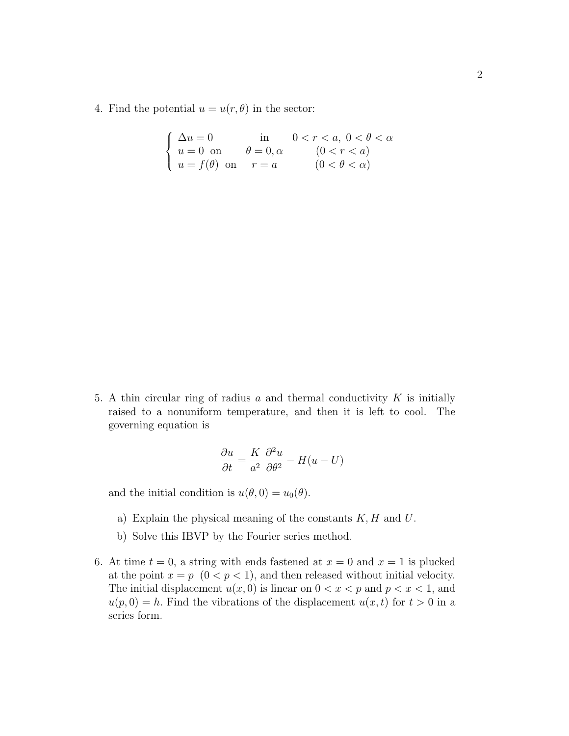4. Find the potential $u = u(r, \theta)$ in the sector:

$$
\begin{cases}
\Delta u = 0 & \text{in} \quad 0 < r < a, \ 0 < \theta < \alpha \\
u = 0 \ \text{ on} \quad \theta = 0, \alpha & (0 < r < a) \\
u = f(\theta) \ \text{ on} \quad r = a & (0 < \theta < \alpha)
\end{cases}
$$

5. A thin circular ring of radius $a$ and thermal conductivity $K$ is initially raised to a nonuniform temperature, and then it is left to cool. The governing equation is

$$
\frac{\partial u}{\partial t} = \frac{K}{a^2} \frac{\partial^2 u}{\partial \theta^2} - H(u - U)
$$

and the initial condition is $u(\theta, 0) = u_0(\theta)$.

   a) Explain the physical meaning of the constants $K, H$ and $U$.

   b) Solve this IBVP by the Fourier series method.

6. At time $t = 0$, a string with ends fastened at $x = 0$ and $x = 1$ is plucked at the point $x = p \ (0 < p < 1)$, and then released without initial velocity. The initial displacement $u(x, 0)$ is linear on $0 < x < p$ and $p < x < 1$, and $u(p, 0) = h$. Find the vibrations of the displacement $u(x, t)$ for $t > 0$ in a series form.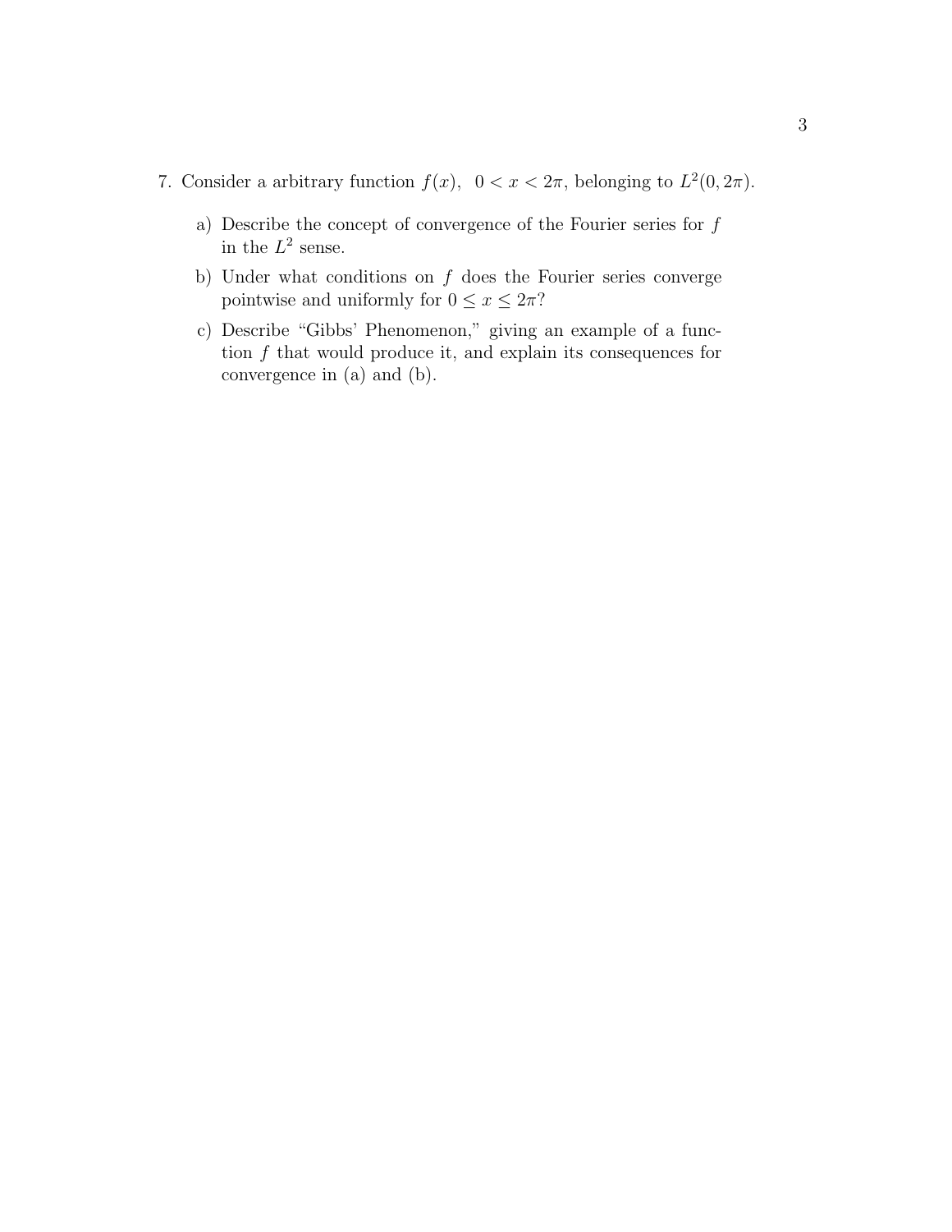7. Consider a arbitrary function $f(x)$, $0 < x < 2\pi$, belonging to $L^2(0, 2\pi)$.

   a) Describe the concept of convergence of the Fourier series for $f$ in the $L^2$ sense.

   b) Under what conditions on $f$ does the Fourier series converge pointwise and uniformly for $0 \leq x \leq 2\pi$?

   c) Describe "Gibbs' Phenomenon," giving an example of a function $f$ that would produce it, and explain its consequences for convergence in (a) and (b).